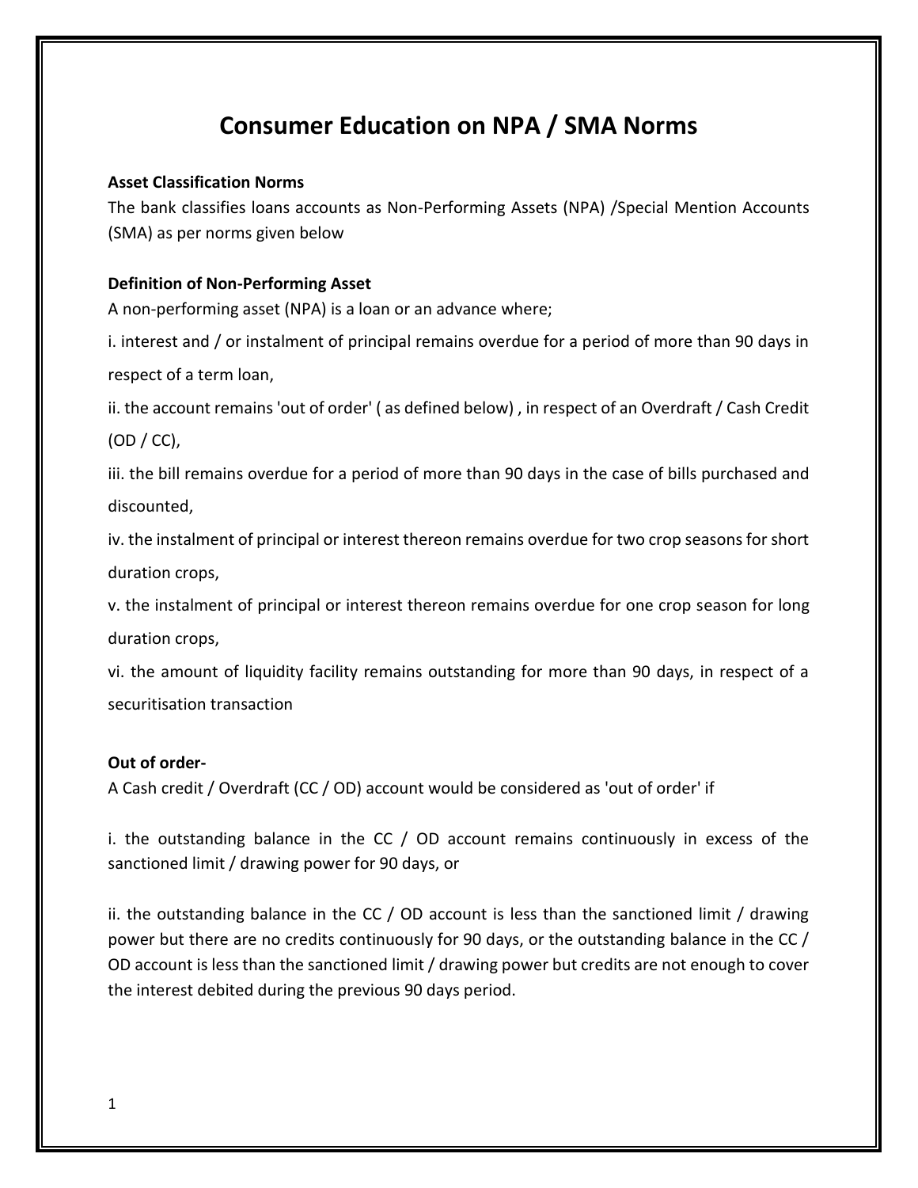# Consumer Education on NPA / SMA Norms

**Asset Classification Norms**

The bank classifies loans accounts as Non-Performing Assets (NPA) /Special Mention Accounts (SMA) as per norms given below

**Definition of Non-Performing Asset**

A non-performing asset (NPA) is a loan or an advance where;

i. interest and / or instalment of principal remains overdue for a period of more than 90 days in respect of a term loan,

ii. the account remains 'out of order' ( as defined below) , in respect of an Overdraft / Cash Credit (OD / CC),

iii. the bill remains overdue for a period of more than 90 days in the case of bills purchased and discounted,

iv. the instalment of principal or interest thereon remains overdue for two crop seasons for short duration crops,

v. the instalment of principal or interest thereon remains overdue for one crop season for long duration crops,

vi. the amount of liquidity facility remains outstanding for more than 90 days, in respect of a securitisation transaction

**Out of order-**

A Cash credit / Overdraft (CC / OD) account would be considered as 'out of order' if

i. the outstanding balance in the CC / OD account remains continuously in excess of the sanctioned limit / drawing power for 90 days, or

ii. the outstanding balance in the CC / OD account is less than the sanctioned limit / drawing power but there are no credits continuously for 90 days, or the outstanding balance in the CC / OD account is less than the sanctioned limit / drawing power but credits are not enough to cover the interest debited during the previous 90 days period.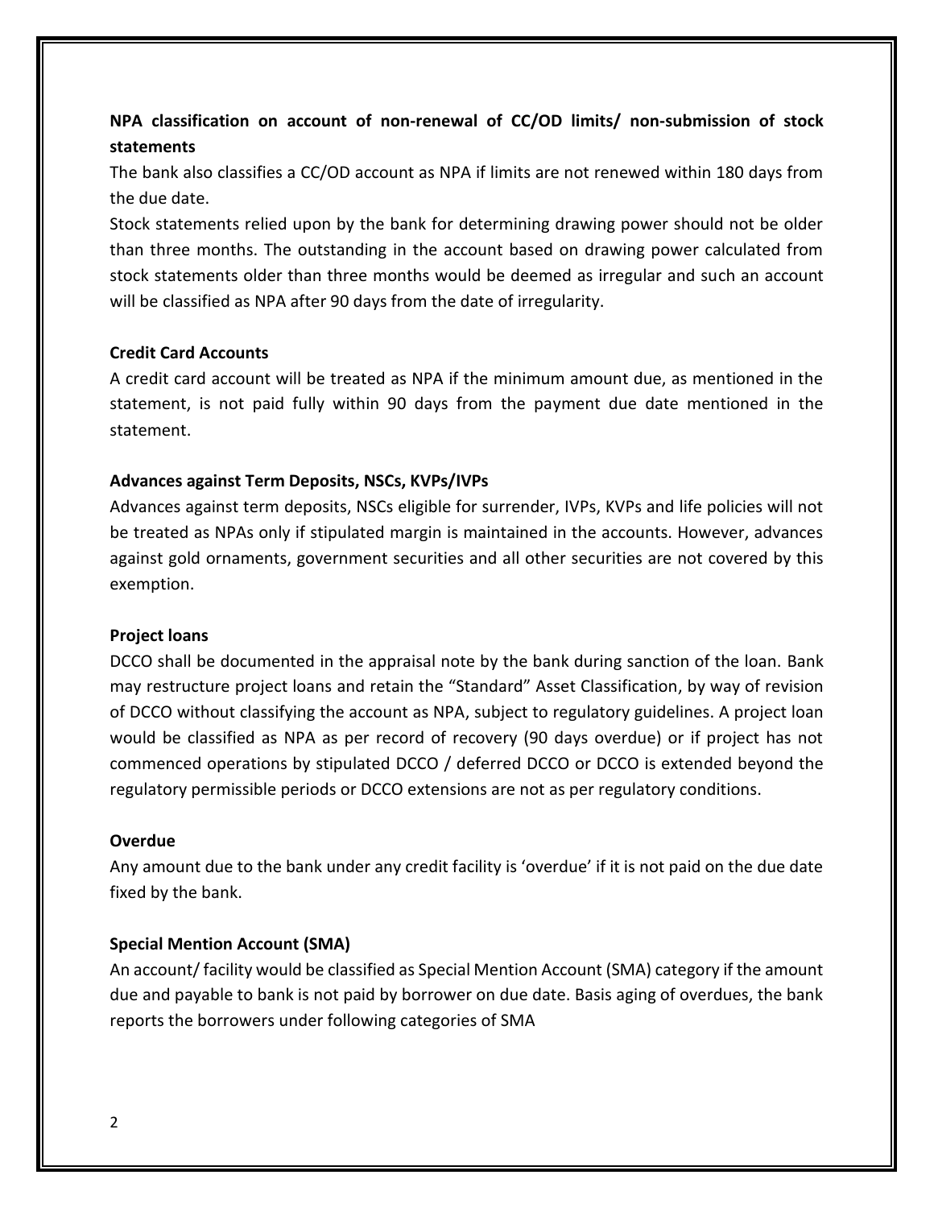**NPA classification on account of non-renewal of CC/OD limits/ non-submission of stock statements**

The bank also classifies a CC/OD account as NPA if limits are not renewed within 180 days from the due date.

Stock statements relied upon by the bank for determining drawing power should not be older than three months. The outstanding in the account based on drawing power calculated from stock statements older than three months would be deemed as irregular and such an account will be classified as NPA after 90 days from the date of irregularity.

**Credit Card Accounts**

A credit card account will be treated as NPA if the minimum amount due, as mentioned in the statement, is not paid fully within 90 days from the payment due date mentioned in the statement.

**Advances against Term Deposits, NSCs, KVPs/IVPs**

Advances against term deposits, NSCs eligible for surrender, IVPs, KVPs and life policies will not be treated as NPAs only if stipulated margin is maintained in the accounts. However, advances against gold ornaments, government securities and all other securities are not covered by this exemption.

**Project loans**

DCCO shall be documented in the appraisal note by the bank during sanction of the loan. Bank may restructure project loans and retain the "Standard" Asset Classification, by way of revision of DCCO without classifying the account as NPA, subject to regulatory guidelines. A project loan would be classified as NPA as per record of recovery (90 days overdue) or if project has not commenced operations by stipulated DCCO / deferred DCCO or DCCO is extended beyond the regulatory permissible periods or DCCO extensions are not as per regulatory conditions.

**Overdue**

Any amount due to the bank under any credit facility is 'overdue' if it is not paid on the due date fixed by the bank.

**Special Mention Account (SMA)**

An account/ facility would be classified as Special Mention Account (SMA) category if the amount due and payable to bank is not paid by borrower on due date. Basis aging of overdues, the bank reports the borrowers under following categories of SMA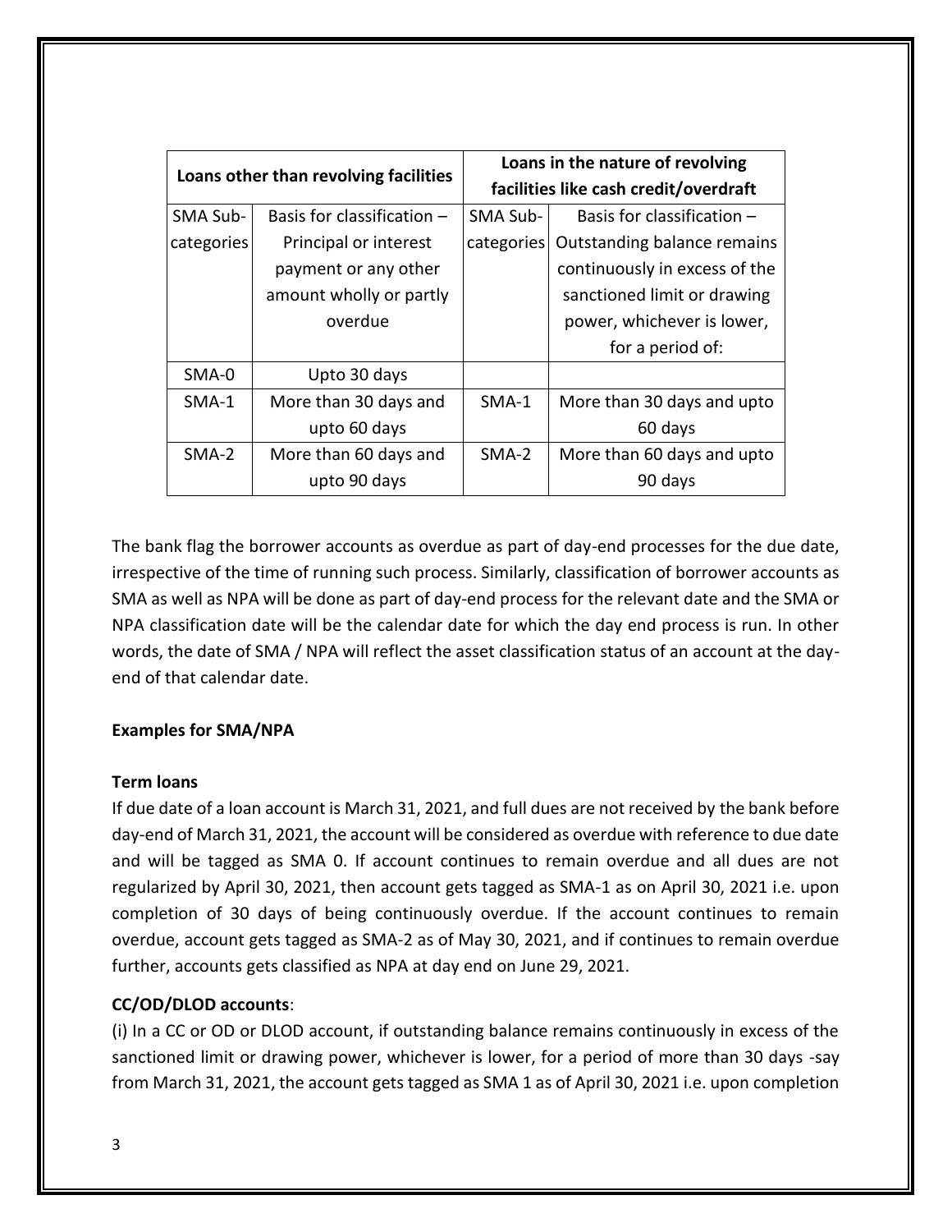| Loans other than revolving facilities | | Loans in the nature of revolving facilities like cash credit/overdraft | |
|---|---|---|---|
| SMA Sub-categories | Basis for classification – Principal or interest payment or any other amount wholly or partly overdue | SMA Sub-categories | Basis for classification – Outstanding balance remains continuously in excess of the sanctioned limit or drawing power, whichever is lower, for a period of: |
| SMA-0 | Upto 30 days | | |
| SMA-1 | More than 30 days and upto 60 days | SMA-1 | More than 30 days and upto 60 days |
| SMA-2 | More than 60 days and upto 90 days | SMA-2 | More than 60 days and upto 90 days |

The bank flag the borrower accounts as overdue as part of day-end processes for the due date, irrespective of the time of running such process. Similarly, classification of borrower accounts as SMA as well as NPA will be done as part of day-end process for the relevant date and the SMA or NPA classification date will be the calendar date for which the day end process is run. In other words, the date of SMA / NPA will reflect the asset classification status of an account at the day-end of that calendar date.

**Examples for SMA/NPA**

**Term loans**

If due date of a loan account is March 31, 2021, and full dues are not received by the bank before day-end of March 31, 2021, the account will be considered as overdue with reference to due date and will be tagged as SMA 0. If account continues to remain overdue and all dues are not regularized by April 30, 2021, then account gets tagged as SMA-1 as on April 30, 2021 i.e. upon completion of 30 days of being continuously overdue. If the account continues to remain overdue, account gets tagged as SMA-2 as of May 30, 2021, and if continues to remain overdue further, accounts gets classified as NPA at day end on June 29, 2021.

**CC/OD/DLOD accounts**:

(i) In a CC or OD or DLOD account, if outstanding balance remains continuously in excess of the sanctioned limit or drawing power, whichever is lower, for a period of more than 30 days -say from March 31, 2021, the account gets tagged as SMA 1 as of April 30, 2021 i.e. upon completion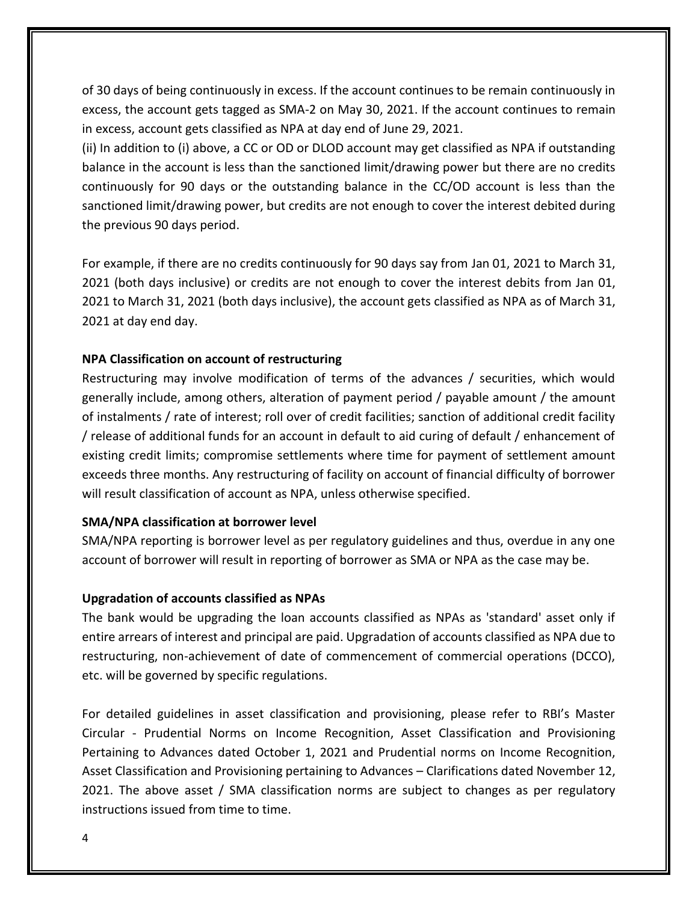of 30 days of being continuously in excess. If the account continues to be remain continuously in excess, the account gets tagged as SMA-2 on May 30, 2021. If the account continues to remain in excess, account gets classified as NPA at day end of June 29, 2021.

(ii) In addition to (i) above, a CC or OD or DLOD account may get classified as NPA if outstanding balance in the account is less than the sanctioned limit/drawing power but there are no credits continuously for 90 days or the outstanding balance in the CC/OD account is less than the sanctioned limit/drawing power, but credits are not enough to cover the interest debited during the previous 90 days period.

For example, if there are no credits continuously for 90 days say from Jan 01, 2021 to March 31, 2021 (both days inclusive) or credits are not enough to cover the interest debits from Jan 01, 2021 to March 31, 2021 (both days inclusive), the account gets classified as NPA as of March 31, 2021 at day end day.

**NPA Classification on account of restructuring**

Restructuring may involve modification of terms of the advances / securities, which would generally include, among others, alteration of payment period / payable amount / the amount of instalments / rate of interest; roll over of credit facilities; sanction of additional credit facility / release of additional funds for an account in default to aid curing of default / enhancement of existing credit limits; compromise settlements where time for payment of settlement amount exceeds three months. Any restructuring of facility on account of financial difficulty of borrower will result classification of account as NPA, unless otherwise specified.

**SMA/NPA classification at borrower level**

SMA/NPA reporting is borrower level as per regulatory guidelines and thus, overdue in any one account of borrower will result in reporting of borrower as SMA or NPA as the case may be.

**Upgradation of accounts classified as NPAs**

The bank would be upgrading the loan accounts classified as NPAs as 'standard' asset only if entire arrears of interest and principal are paid. Upgradation of accounts classified as NPA due to restructuring, non-achievement of date of commencement of commercial operations (DCCO), etc. will be governed by specific regulations.

For detailed guidelines in asset classification and provisioning, please refer to RBI's Master Circular - Prudential Norms on Income Recognition, Asset Classification and Provisioning Pertaining to Advances dated October 1, 2021 and Prudential norms on Income Recognition, Asset Classification and Provisioning pertaining to Advances – Clarifications dated November 12, 2021. The above asset / SMA classification norms are subject to changes as per regulatory instructions issued from time to time.